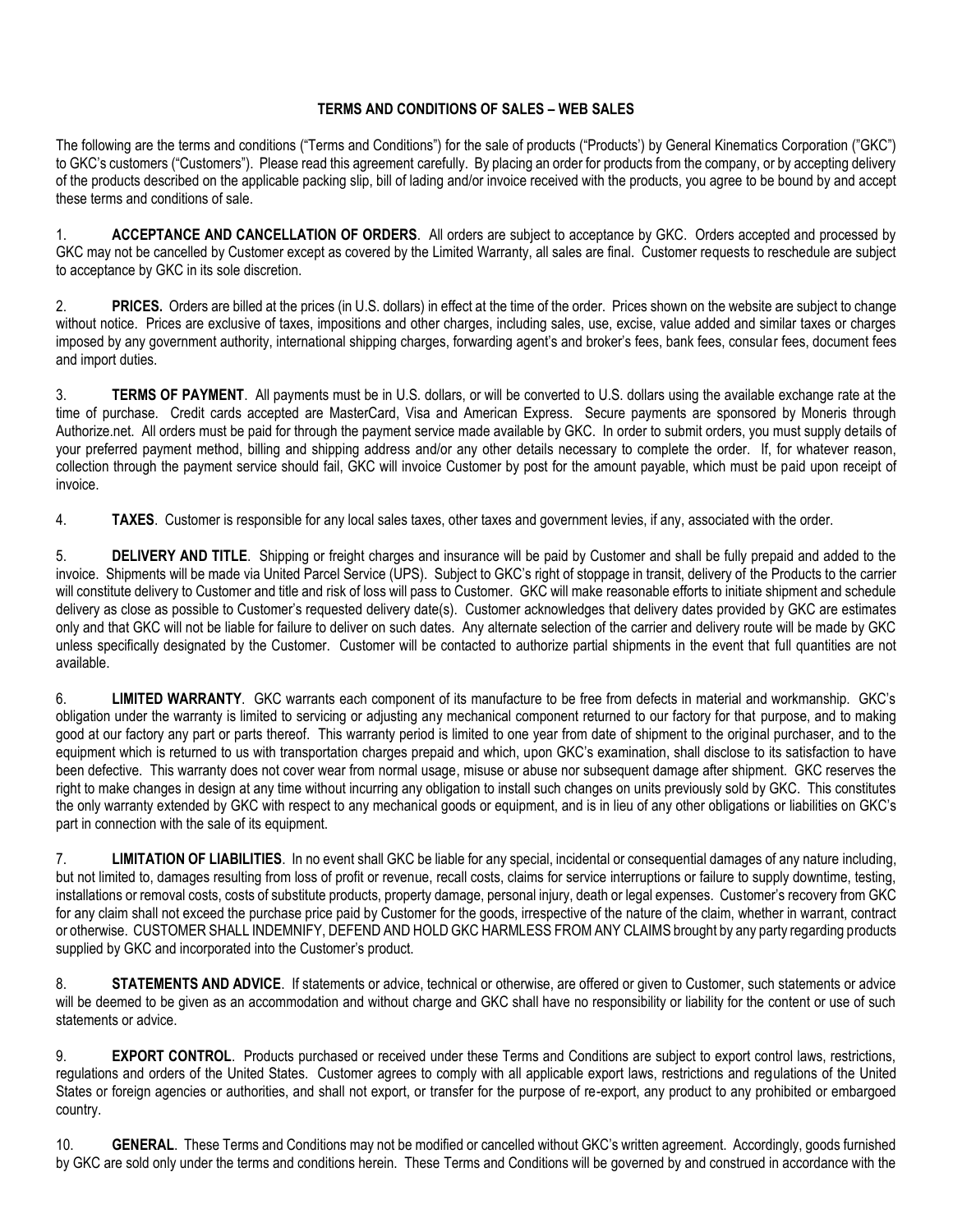**TERMS AND CONDITIONS OF SALES – WEB SALES**

The following are the terms and conditions ("Terms and Conditions") for the sale of products ("Products') by General Kinematics Corporation ("GKC") to GKC's customers ("Customers"). Please read this agreement carefully. By placing an order for products from the company, or by accepting delivery of the products described on the applicable packing slip, bill of lading and/or invoice received with the products, you agree to be bound by and accept these terms and conditions of sale.

1. **ACCEPTANCE AND CANCELLATION OF ORDERS**. All orders are subject to acceptance by GKC. Orders accepted and processed by GKC may not be cancelled by Customer except as covered by the Limited Warranty, all sales are final. Customer requests to reschedule are subject to acceptance by GKC in its sole discretion.

2. **PRICES.** Orders are billed at the prices (in U.S. dollars) in effect at the time of the order. Prices shown on the website are subject to change without notice. Prices are exclusive of taxes, impositions and other charges, including sales, use, excise, value added and similar taxes or charges imposed by any government authority, international shipping charges, forwarding agent's and broker's fees, bank fees, consular fees, document fees and import duties.

3. **TERMS OF PAYMENT**. All payments must be in U.S. dollars, or will be converted to U.S. dollars using the available exchange rate at the time of purchase. Credit cards accepted are MasterCard, Visa and American Express. Secure payments are sponsored by Moneris through Authorize.net. All orders must be paid for through the payment service made available by GKC. In order to submit orders, you must supply details of your preferred payment method, billing and shipping address and/or any other details necessary to complete the order. If, for whatever reason, collection through the payment service should fail, GKC will invoice Customer by post for the amount payable, which must be paid upon receipt of invoice.

4. **TAXES**. Customer is responsible for any local sales taxes, other taxes and government levies, if any, associated with the order.

5. **DELIVERY AND TITLE**. Shipping or freight charges and insurance will be paid by Customer and shall be fully prepaid and added to the invoice. Shipments will be made via United Parcel Service (UPS). Subject to GKC's right of stoppage in transit, delivery of the Products to the carrier will constitute delivery to Customer and title and risk of loss will pass to Customer. GKC will make reasonable efforts to initiate shipment and schedule delivery as close as possible to Customer's requested delivery date(s). Customer acknowledges that delivery dates provided by GKC are estimates only and that GKC will not be liable for failure to deliver on such dates. Any alternate selection of the carrier and delivery route will be made by GKC unless specifically designated by the Customer. Customer will be contacted to authorize partial shipments in the event that full quantities are not available.

6. **LIMITED WARRANTY**. GKC warrants each component of its manufacture to be free from defects in material and workmanship. GKC's obligation under the warranty is limited to servicing or adjusting any mechanical component returned to our factory for that purpose, and to making good at our factory any part or parts thereof. This warranty period is limited to one year from date of shipment to the original purchaser, and to the equipment which is returned to us with transportation charges prepaid and which, upon GKC's examination, shall disclose to its satisfaction to have been defective. This warranty does not cover wear from normal usage, misuse or abuse nor subsequent damage after shipment. GKC reserves the right to make changes in design at any time without incurring any obligation to install such changes on units previously sold by GKC. This constitutes the only warranty extended by GKC with respect to any mechanical goods or equipment, and is in lieu of any other obligations or liabilities on GKC's part in connection with the sale of its equipment.

7. **LIMITATION OF LIABILITIES**. In no event shall GKC be liable for any special, incidental or consequential damages of any nature including, but not limited to, damages resulting from loss of profit or revenue, recall costs, claims for service interruptions or failure to supply downtime, testing, installations or removal costs, costs of substitute products, property damage, personal injury, death or legal expenses. Customer's recovery from GKC for any claim shall not exceed the purchase price paid by Customer for the goods, irrespective of the nature of the claim, whether in warrant, contract or otherwise. CUSTOMER SHALL INDEMNIFY, DEFEND AND HOLD GKC HARMLESS FROM ANY CLAIMS brought by any party regarding products supplied by GKC and incorporated into the Customer's product.

8. **STATEMENTS AND ADVICE**. If statements or advice, technical or otherwise, are offered or given to Customer, such statements or advice will be deemed to be given as an accommodation and without charge and GKC shall have no responsibility or liability for the content or use of such statements or advice.

9. **EXPORT CONTROL**. Products purchased or received under these Terms and Conditions are subject to export control laws, restrictions, regulations and orders of the United States. Customer agrees to comply with all applicable export laws, restrictions and regulations of the United States or foreign agencies or authorities, and shall not export, or transfer for the purpose of re-export, any product to any prohibited or embargoed country.

10. **GENERAL**. These Terms and Conditions may not be modified or cancelled without GKC's written agreement. Accordingly, goods furnished by GKC are sold only under the terms and conditions herein. These Terms and Conditions will be governed by and construed in accordance with the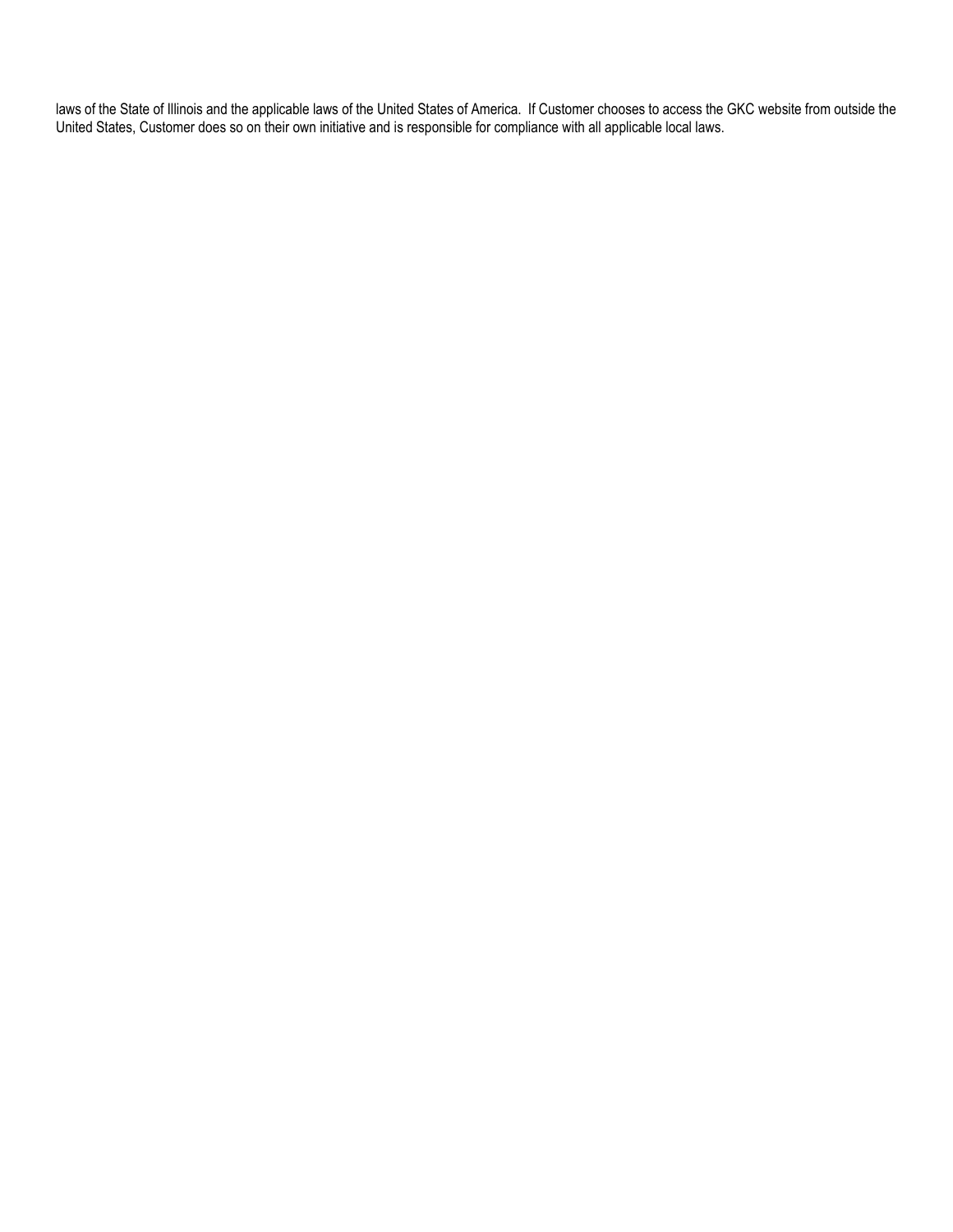laws of the State of Illinois and the applicable laws of the United States of America.  If Customer chooses to access the GKC website from outside the United States, Customer does so on their own initiative and is responsible for compliance with all applicable local laws.